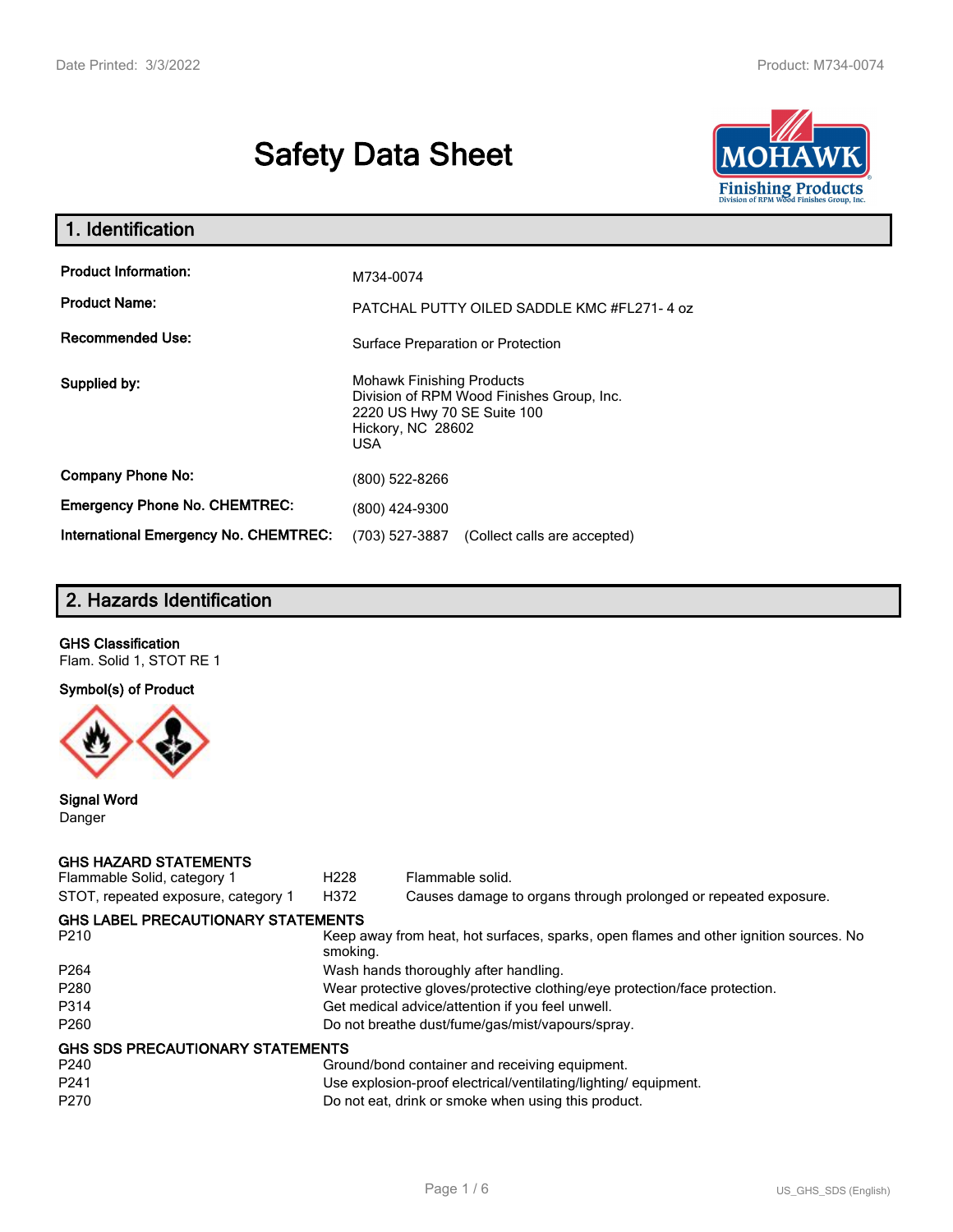# Safety Data Sheet

## 1. Identification

| | |
|---|---|
| **Product Information:** | M734-0074 |
| **Product Name:** | PATCHAL PUTTY OILED SADDLE KMC #FL271- 4 oz |
| **Recommended Use:** | Surface Preparation or Protection |
| **Supplied by:** | Mohawk Finishing Products<br>Division of RPM Wood Finishes Group, Inc.<br>2220 US Hwy 70 SE Suite 100<br>Hickory, NC 28602<br>USA |
| **Company Phone No:** | (800) 522-8266 |
| **Emergency Phone No. CHEMTREC:** | (800) 424-9300 |
| **International Emergency No. CHEMTREC:** | (703) 527-3887 (Collect calls are accepted) |

## 2. Hazards Identification

**GHS Classification**

Flam. Solid 1, STOT RE 1

**Symbol(s) of Product**

**Signal Word**

Danger

**GHS HAZARD STATEMENTS**

| | | |
|---|---|---|
| Flammable Solid, category 1 | H228 | Flammable solid. |
| STOT, repeated exposure, category 1 | H372 | Causes damage to organs through prolonged or repeated exposure. |

**GHS LABEL PRECAUTIONARY STATEMENTS**

| | |
|---|---|
| P210 | Keep away from heat, hot surfaces, sparks, open flames and other ignition sources. No smoking. |
| P264 | Wash hands thoroughly after handling. |
| P280 | Wear protective gloves/protective clothing/eye protection/face protection. |
| P314 | Get medical advice/attention if you feel unwell. |
| P260 | Do not breathe dust/fume/gas/mist/vapours/spray. |

**GHS SDS PRECAUTIONARY STATEMENTS**

| | |
|---|---|
| P240 | Ground/bond container and receiving equipment. |
| P241 | Use explosion-proof electrical/ventilating/lighting/ equipment. |
| P270 | Do not eat, drink or smoke when using this product. |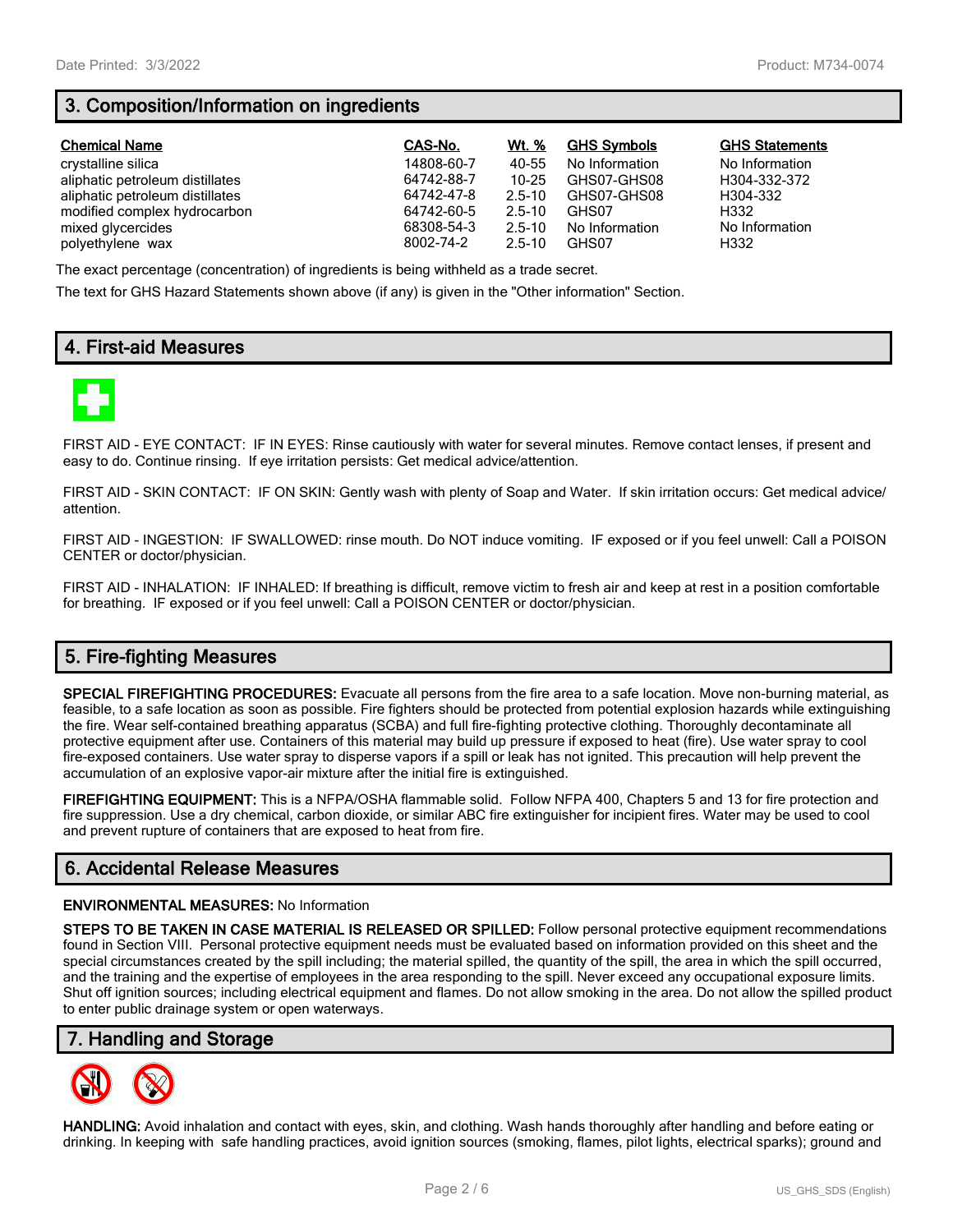## 3. Composition/Information on ingredients

| Chemical Name | CAS-No. | Wt. % | GHS Symbols | GHS Statements |
|---|---|---|---|---|
| crystalline silica | 14808-60-7 | 40-55 | No Information | No Information |
| aliphatic petroleum distillates | 64742-88-7 | 10-25 | GHS07-GHS08 | H304-332-372 |
| aliphatic petroleum distillates | 64742-47-8 | 2.5-10 | GHS07-GHS08 | H304-332 |
| modified complex hydrocarbon | 64742-60-5 | 2.5-10 | GHS07 | H332 |
| mixed glycercides | 68308-54-3 | 2.5-10 | No Information | No Information |
| polyethylene wax | 8002-74-2 | 2.5-10 | GHS07 | H332 |

The exact percentage (concentration) of ingredients is being withheld as a trade secret.

The text for GHS Hazard Statements shown above (if any) is given in the "Other information" Section.

## 4. First-aid Measures

FIRST AID - EYE CONTACT: IF IN EYES: Rinse cautiously with water for several minutes. Remove contact lenses, if present and easy to do. Continue rinsing. If eye irritation persists: Get medical advice/attention.

FIRST AID - SKIN CONTACT: IF ON SKIN: Gently wash with plenty of Soap and Water. If skin irritation occurs: Get medical advice/ attention.

FIRST AID - INGESTION: IF SWALLOWED: rinse mouth. Do NOT induce vomiting. IF exposed or if you feel unwell: Call a POISON CENTER or doctor/physician.

FIRST AID - INHALATION: IF INHALED: If breathing is difficult, remove victim to fresh air and keep at rest in a position comfortable for breathing. IF exposed or if you feel unwell: Call a POISON CENTER or doctor/physician.

## 5. Fire-fighting Measures

**SPECIAL FIREFIGHTING PROCEDURES:** Evacuate all persons from the fire area to a safe location. Move non-burning material, as feasible, to a safe location as soon as possible. Fire fighters should be protected from potential explosion hazards while extinguishing the fire. Wear self-contained breathing apparatus (SCBA) and full fire-fighting protective clothing. Thoroughly decontaminate all protective equipment after use. Containers of this material may build up pressure if exposed to heat (fire). Use water spray to cool fire-exposed containers. Use water spray to disperse vapors if a spill or leak has not ignited. This precaution will help prevent the accumulation of an explosive vapor-air mixture after the initial fire is extinguished.

**FIREFIGHTING EQUIPMENT:** This is a NFPA/OSHA flammable solid. Follow NFPA 400, Chapters 5 and 13 for fire protection and fire suppression. Use a dry chemical, carbon dioxide, or similar ABC fire extinguisher for incipient fires. Water may be used to cool and prevent rupture of containers that are exposed to heat from fire.

## 6. Accidental Release Measures

**ENVIRONMENTAL MEASURES:** No Information

**STEPS TO BE TAKEN IN CASE MATERIAL IS RELEASED OR SPILLED:** Follow personal protective equipment recommendations found in Section VIII. Personal protective equipment needs must be evaluated based on information provided on this sheet and the special circumstances created by the spill including; the material spilled, the quantity of the spill, the area in which the spill occurred, and the training and the expertise of employees in the area responding to the spill. Never exceed any occupational exposure limits. Shut off ignition sources; including electrical equipment and flames. Do not allow smoking in the area. Do not allow the spilled product to enter public drainage system or open waterways.

## 7. Handling and Storage

**HANDLING:** Avoid inhalation and contact with eyes, skin, and clothing. Wash hands thoroughly after handling and before eating or drinking. In keeping with safe handling practices, avoid ignition sources (smoking, flames, pilot lights, electrical sparks); ground and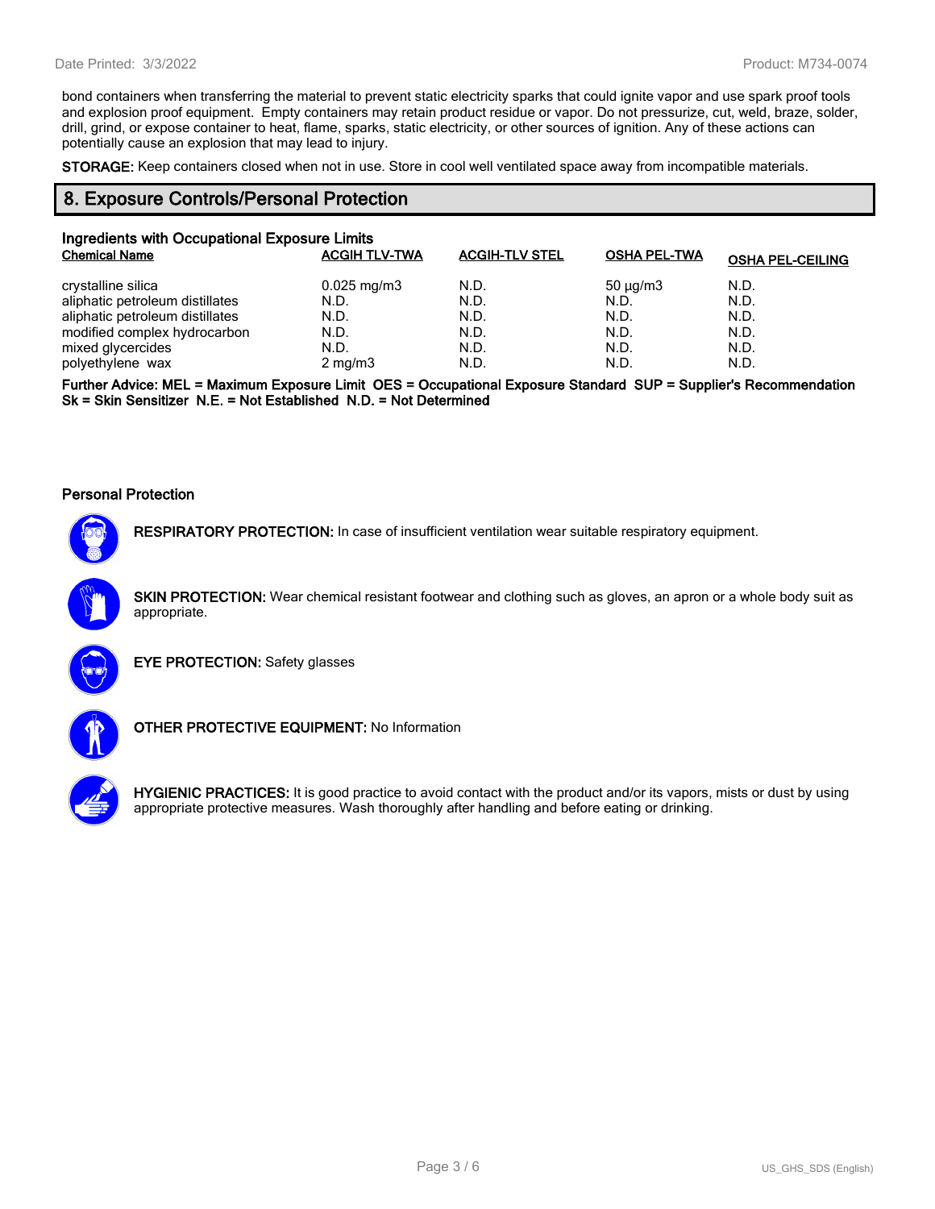bond containers when transferring the material to prevent static electricity sparks that could ignite vapor and use spark proof tools and explosion proof equipment. Empty containers may retain product residue or vapor. Do not pressurize, cut, weld, braze, solder, drill, grind, or expose container to heat, flame, sparks, static electricity, or other sources of ignition. Any of these actions can potentially cause an explosion that may lead to injury.

**STORAGE:** Keep containers closed when not in use. Store in cool well ventilated space away from incompatible materials.

## 8. Exposure Controls/Personal Protection

### Ingredients with Occupational Exposure Limits

| Chemical Name | ACGIH TLV-TWA | ACGIH-TLV STEL | OSHA PEL-TWA | OSHA PEL-CEILING |
|---|---|---|---|---|
| crystalline silica | 0.025 mg/m3 | N.D. | 50 µg/m3 | N.D. |
| aliphatic petroleum distillates | N.D. | N.D. | N.D. | N.D. |
| aliphatic petroleum distillates | N.D. | N.D. | N.D. | N.D. |
| modified complex hydrocarbon | N.D. | N.D. | N.D. | N.D. |
| mixed glycercides | N.D. | N.D. | N.D. | N.D. |
| polyethylene wax | 2 mg/m3 | N.D. | N.D. | N.D. |

**Further Advice: MEL = Maximum Exposure Limit OES = Occupational Exposure Standard SUP = Supplier's Recommendation Sk = Skin Sensitizer N.E. = Not Established N.D. = Not Determined**

### Personal Protection

**RESPIRATORY PROTECTION:** In case of insufficient ventilation wear suitable respiratory equipment.

**SKIN PROTECTION:** Wear chemical resistant footwear and clothing such as gloves, an apron or a whole body suit as appropriate.

**EYE PROTECTION:** Safety glasses

**OTHER PROTECTIVE EQUIPMENT:** No Information

**HYGIENIC PRACTICES:** It is good practice to avoid contact with the product and/or its vapors, mists or dust by using appropriate protective measures. Wash thoroughly after handling and before eating or drinking.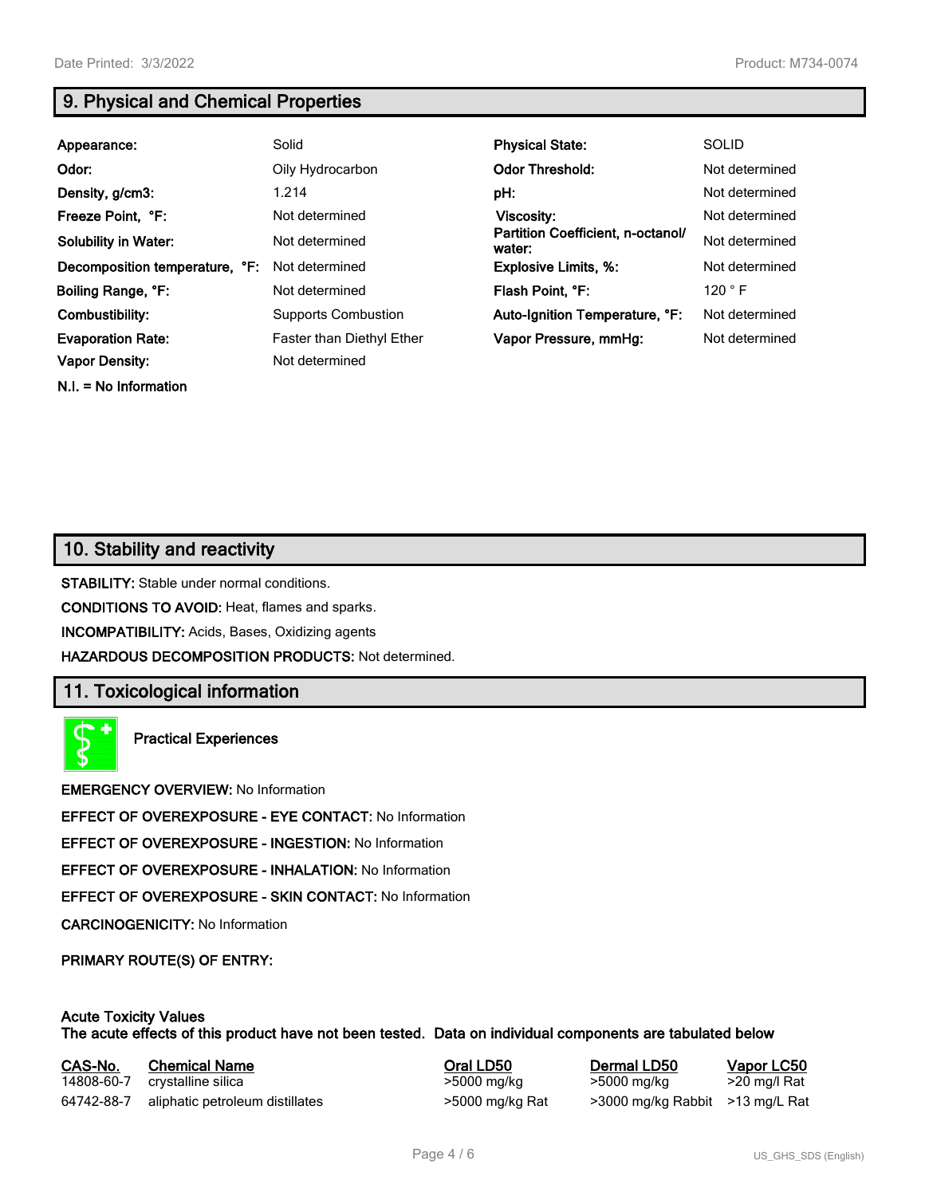## 9. Physical and Chemical Properties

| | | | |
|---|---|---|---|
| **Appearance:** | Solid | **Physical State:** | SOLID |
| **Odor:** | Oily Hydrocarbon | **Odor Threshold:** | Not determined |
| **Density, g/cm3:** | 1.214 | **pH:** | Not determined |
| **Freeze Point, °F:** | Not determined | **Viscosity:** | Not determined |
| **Solubility in Water:** | Not determined | **Partition Coefficient, n-octanol/ water:** | Not determined |
| **Decomposition temperature, °F:** | Not determined | **Explosive Limits, %:** | Not determined |
| **Boiling Range, °F:** | Not determined | **Flash Point, °F:** | 120 ° F |
| **Combustibility:** | Supports Combustion | **Auto-Ignition Temperature, °F:** | Not determined |
| **Evaporation Rate:** | Faster than Diethyl Ether | **Vapor Pressure, mmHg:** | Not determined |
| **Vapor Density:** | Not determined | | |

**N.I. = No Information**

## 10. Stability and reactivity

**STABILITY:** Stable under normal conditions.

**CONDITIONS TO AVOID:** Heat, flames and sparks.

**INCOMPATIBILITY:** Acids, Bases, Oxidizing agents

**HAZARDOUS DECOMPOSITION PRODUCTS:** Not determined.

## 11. Toxicological information

**Practical Experiences**

**EMERGENCY OVERVIEW:** No Information

**EFFECT OF OVEREXPOSURE - EYE CONTACT:** No Information

**EFFECT OF OVEREXPOSURE - INGESTION:** No Information

**EFFECT OF OVEREXPOSURE - INHALATION:** No Information

**EFFECT OF OVEREXPOSURE - SKIN CONTACT:** No Information

**CARCINOGENICITY:** No Information

**PRIMARY ROUTE(S) OF ENTRY:**

**Acute Toxicity Values**
**The acute effects of this product have not been tested. Data on individual components are tabulated below**

| CAS-No. | Chemical Name | Oral LD50 | Dermal LD50 | Vapor LC50 |
|---|---|---|---|---|
| 14808-60-7 | crystalline silica | >5000 mg/kg | >5000 mg/kg | >20 mg/l Rat |
| 64742-88-7 | aliphatic petroleum distillates | >5000 mg/kg Rat | >3000 mg/kg Rabbit | >13 mg/L Rat |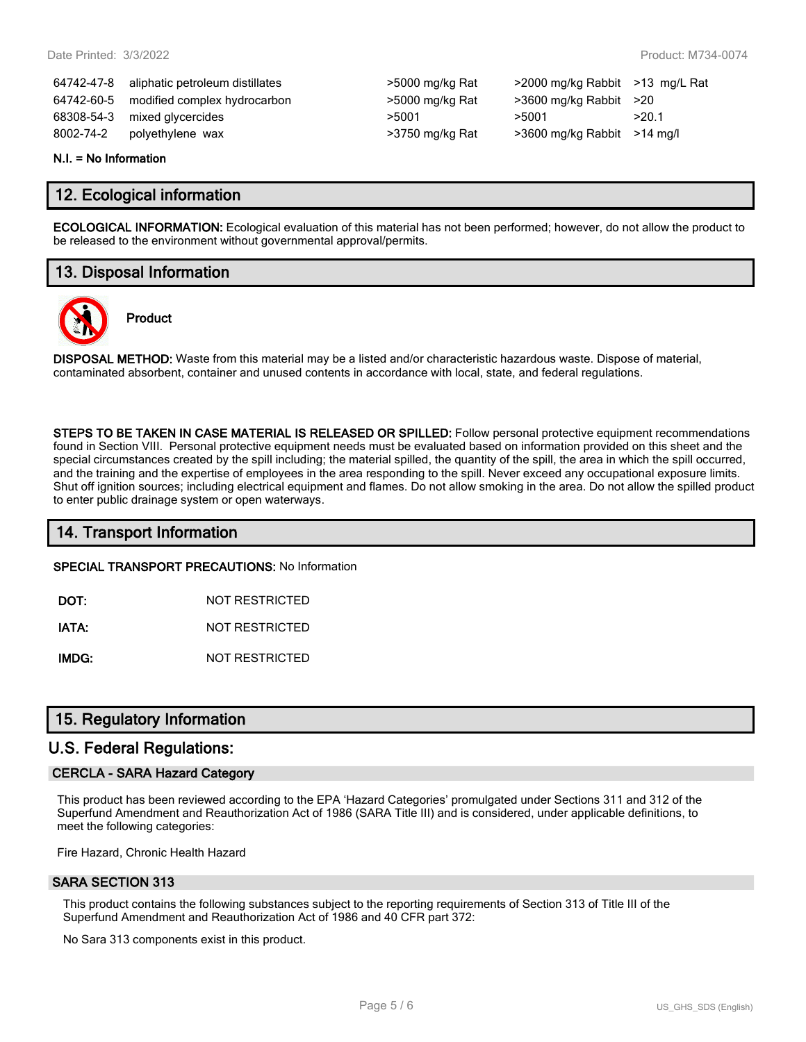| | | | | |
|---|---|---|---|---|
| 64742-47-8 | aliphatic petroleum distillates | >5000 mg/kg Rat | >2000 mg/kg Rabbit | >13 mg/L Rat |
| 64742-60-5 | modified complex hydrocarbon | >5000 mg/kg Rat | >3600 mg/kg Rabbit | >20 |
| 68308-54-3 | mixed glycercides | >5001 | >5001 | >20.1 |
| 8002-74-2 | polyethylene wax | >3750 mg/kg Rat | >3600 mg/kg Rabbit | >14 mg/l |

**N.I. = No Information**

## 12. Ecological information

**ECOLOGICAL INFORMATION:** Ecological evaluation of this material has not been performed; however, do not allow the product to be released to the environment without governmental approval/permits.

## 13. Disposal Information

**Product**

**DISPOSAL METHOD:** Waste from this material may be a listed and/or characteristic hazardous waste. Dispose of material, contaminated absorbent, container and unused contents in accordance with local, state, and federal regulations.

**STEPS TO BE TAKEN IN CASE MATERIAL IS RELEASED OR SPILLED:** Follow personal protective equipment recommendations found in Section VIII. Personal protective equipment needs must be evaluated based on information provided on this sheet and the special circumstances created by the spill including; the material spilled, the quantity of the spill, the area in which the spill occurred, and the training and the expertise of employees in the area responding to the spill. Never exceed any occupational exposure limits. Shut off ignition sources; including electrical equipment and flames. Do not allow smoking in the area. Do not allow the spilled product to enter public drainage system or open waterways.

## 14. Transport Information

**SPECIAL TRANSPORT PRECAUTIONS:** No Information

**DOT:** NOT RESTRICTED

**IATA:** NOT RESTRICTED

**IMDG:** NOT RESTRICTED

## 15. Regulatory Information

## U.S. Federal Regulations:

### CERCLA - SARA Hazard Category

This product has been reviewed according to the EPA 'Hazard Categories' promulgated under Sections 311 and 312 of the Superfund Amendment and Reauthorization Act of 1986 (SARA Title III) and is considered, under applicable definitions, to meet the following categories:

Fire Hazard, Chronic Health Hazard

### SARA SECTION 313

This product contains the following substances subject to the reporting requirements of Section 313 of Title III of the Superfund Amendment and Reauthorization Act of 1986 and 40 CFR part 372:

No Sara 313 components exist in this product.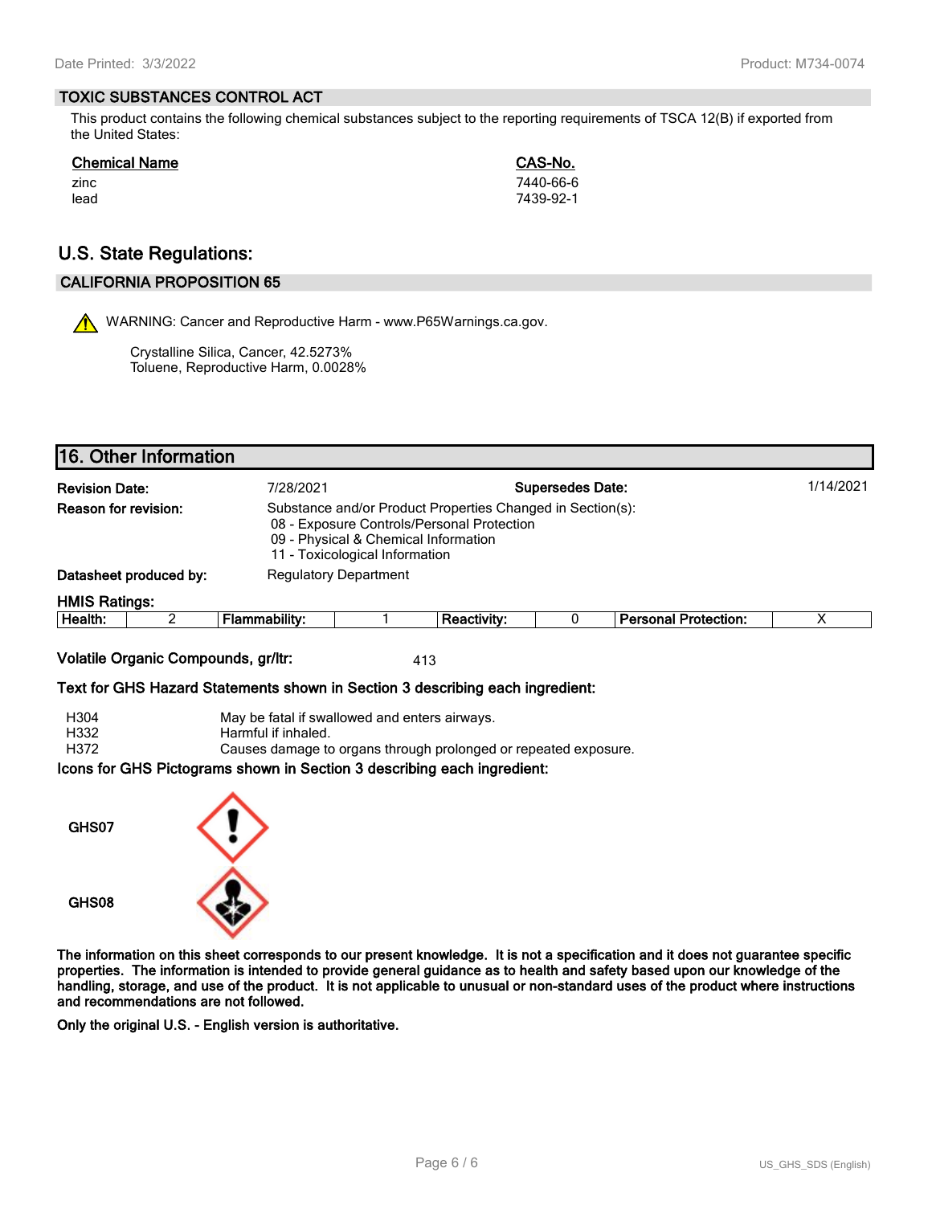### TOXIC SUBSTANCES CONTROL ACT

This product contains the following chemical substances subject to the reporting requirements of TSCA 12(B) if exported from the United States:

| Chemical Name | CAS-No. |
| --- | --- |
| zinc | 7440-66-6 |
| lead | 7439-92-1 |

## U.S. State Regulations:

### CALIFORNIA PROPOSITION 65

WARNING: Cancer and Reproductive Harm - www.P65Warnings.ca.gov.

Crystalline Silica, Cancer, 42.5273%
Toluene, Reproductive Harm, 0.0028%

## 16. Other Information

**Revision Date:** 7/28/2021

**Supersedes Date:** 1/14/2021

**Reason for revision:** Substance and/or Product Properties Changed in Section(s):
- 08 - Exposure Controls/Personal Protection
- 09 - Physical & Chemical Information
- 11 - Toxicological Information

**Datasheet produced by:** Regulatory Department

**HMIS Ratings:**

| Health: | 2 | Flammability: | 1 | Reactivity: | 0 | Personal Protection: | X |
| --- | --- | --- | --- | --- | --- | --- | --- |

**Volatile Organic Compounds, gr/ltr:** 413

**Text for GHS Hazard Statements shown in Section 3 describing each ingredient:**

| | |
| --- | --- |
| H304 | May be fatal if swallowed and enters airways. |
| H332 | Harmful if inhaled. |
| H372 | Causes damage to organs through prolonged or repeated exposure. |

**Icons for GHS Pictograms shown in Section 3 describing each ingredient:**

GHS07

GHS08

**The information on this sheet corresponds to our present knowledge. It is not a specification and it does not guarantee specific properties. The information is intended to provide general guidance as to health and safety based upon our knowledge of the handling, storage, and use of the product. It is not applicable to unusual or non-standard uses of the product where instructions and recommendations are not followed.**

**Only the original U.S. - English version is authoritative.**